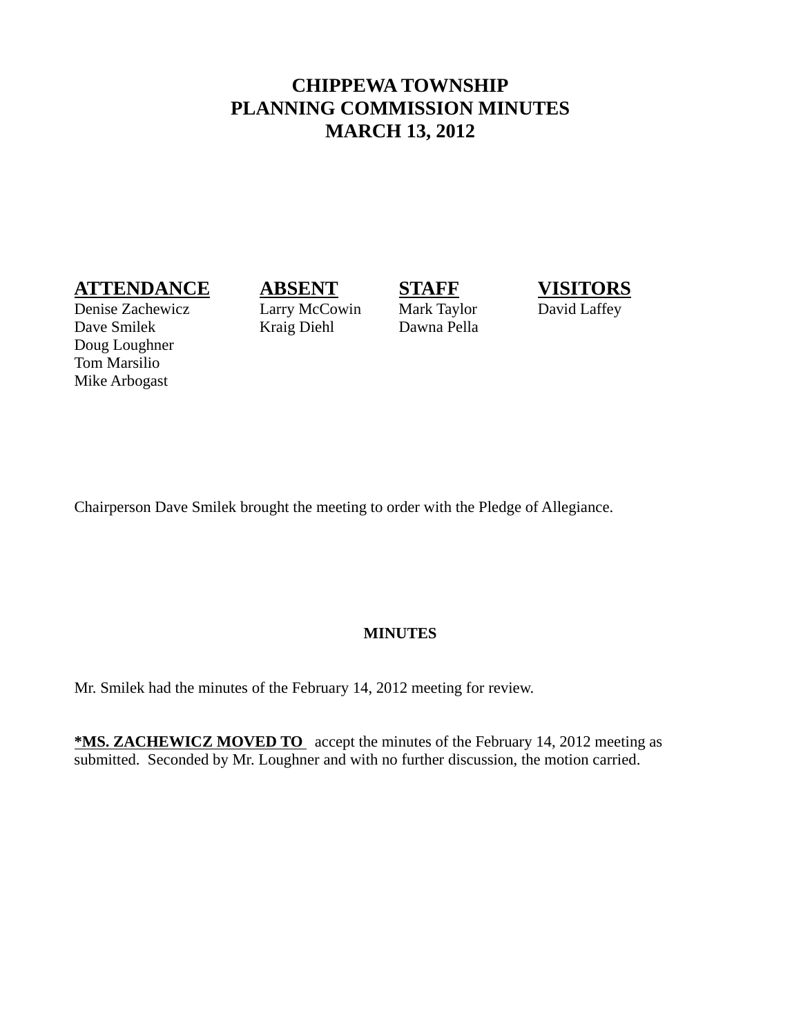# CHIPPEWA TOWNSHIP
# PLANNING COMMISSION MINUTES
# MARCH 13, 2012

| **ATTENDANCE** | **ABSENT** | **STAFF** | **VISITORS** |
|---|---|---|---|
| Denise Zachewicz | Larry McCowin | Mark Taylor | David Laffey |
| Dave Smilek | Kraig Diehl | Dawna Pella | |
| Doug Loughner | | | |
| Tom Marsilio | | | |
| Mike Arbogast | | | |

Chairperson Dave Smilek brought the meeting to order with the Pledge of Allegiance.

## MINUTES

Mr. Smilek had the minutes of the February 14, 2012 meeting for review.

**\*MS. ZACHEWICZ MOVED TO** accept the minutes of the February 14, 2012 meeting as submitted. Seconded by Mr. Loughner and with no further discussion, the motion carried.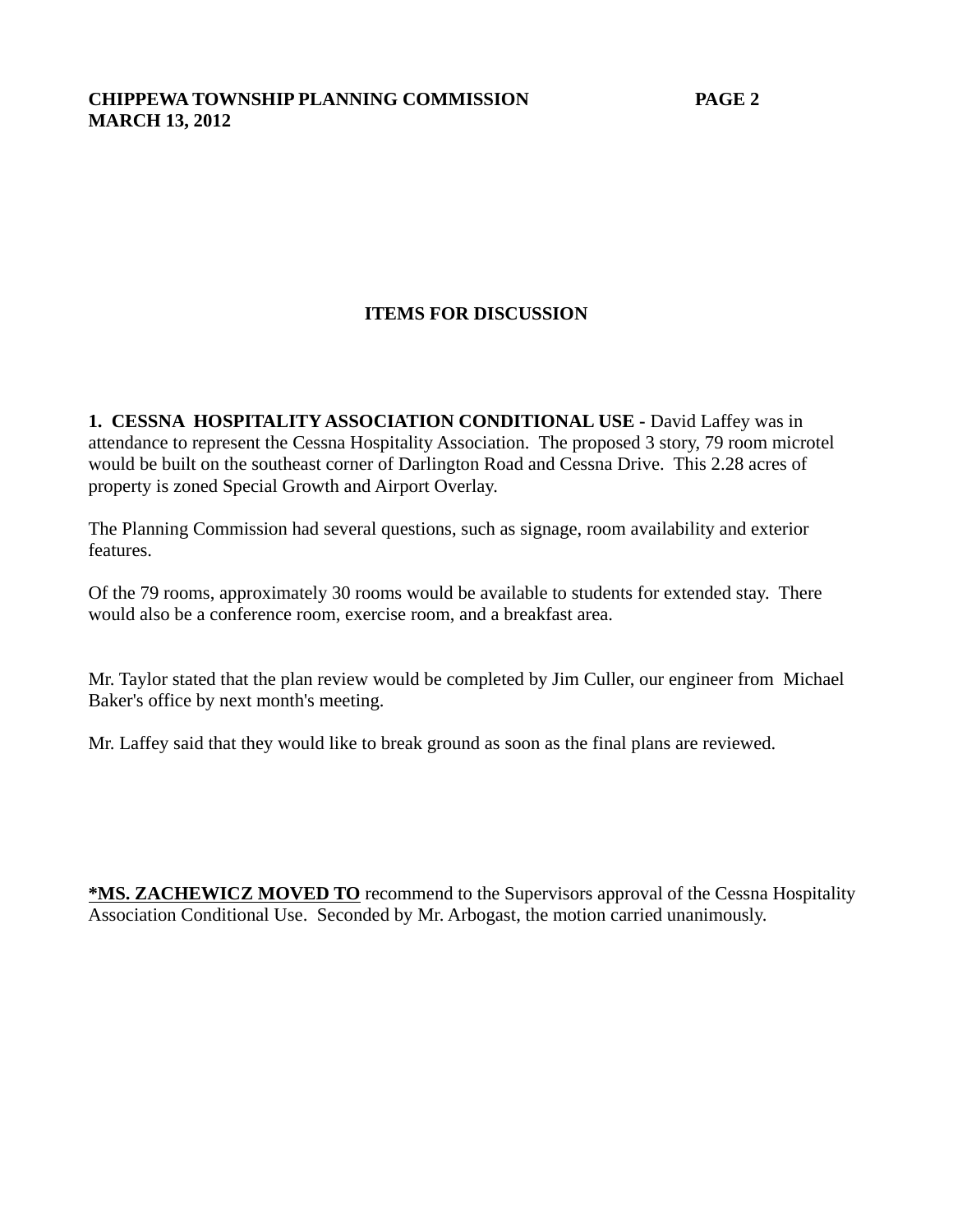## ITEMS FOR DISCUSSION

**1. CESSNA HOSPITALITY ASSOCIATION CONDITIONAL USE -** David Laffey was in attendance to represent the Cessna Hospitality Association. The proposed 3 story, 79 room microtel would be built on the southeast corner of Darlington Road and Cessna Drive. This 2.28 acres of property is zoned Special Growth and Airport Overlay.

The Planning Commission had several questions, such as signage, room availability and exterior features.

Of the 79 rooms, approximately 30 rooms would be available to students for extended stay. There would also be a conference room, exercise room, and a breakfast area.

Mr. Taylor stated that the plan review would be completed by Jim Culler, our engineer from Michael Baker's office by next month's meeting.

Mr. Laffey said that they would like to break ground as soon as the final plans are reviewed.

<u>**\*MS. ZACHEWICZ MOVED TO**</u> recommend to the Supervisors approval of the Cessna Hospitality Association Conditional Use. Seconded by Mr. Arbogast, the motion carried unanimously.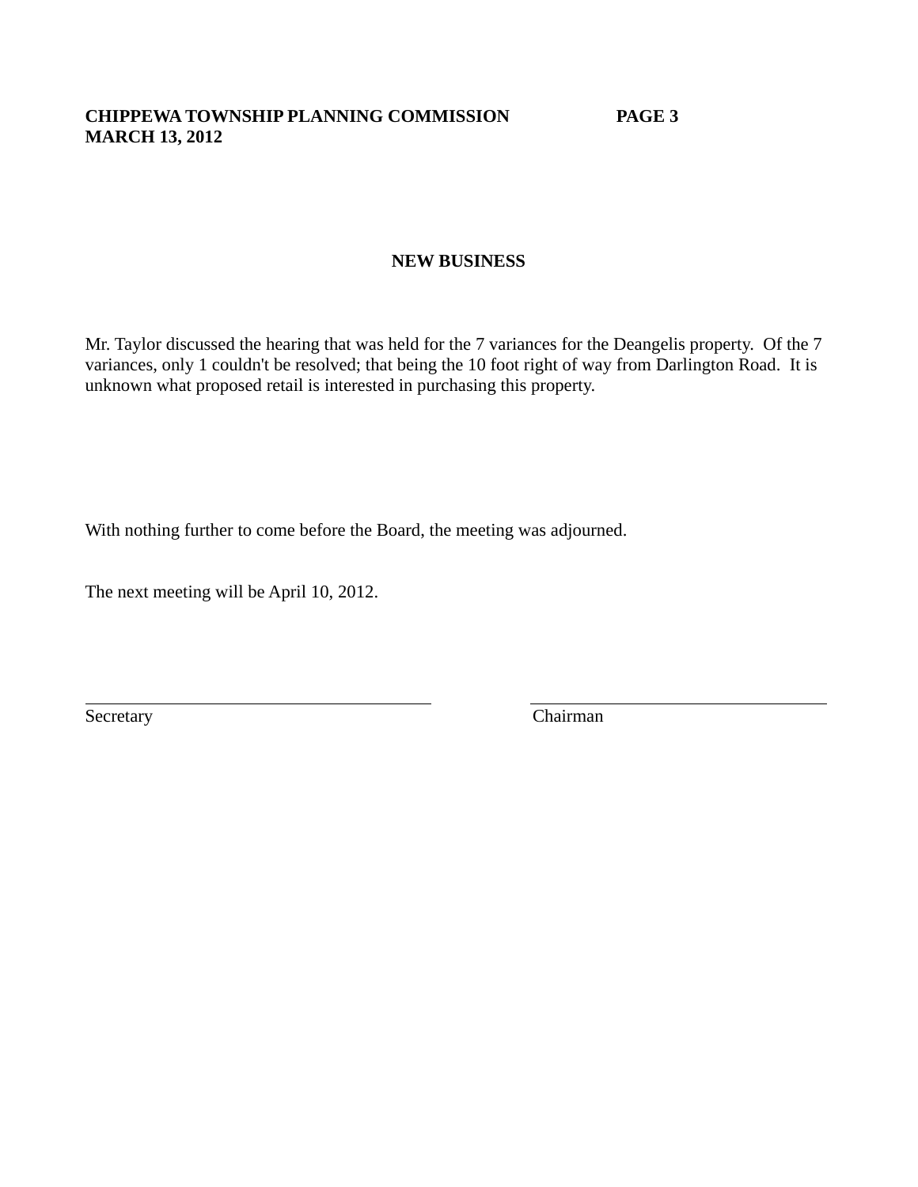## NEW BUSINESS

Mr. Taylor discussed the hearing that was held for the 7 variances for the Deangelis property. Of the 7 variances, only 1 couldn't be resolved; that being the 10 foot right of way from Darlington Road. It is unknown what proposed retail is interested in purchasing this property.

With nothing further to come before the Board, the meeting was adjourned.

The next meeting will be April 10, 2012.

Secretary

Chairman